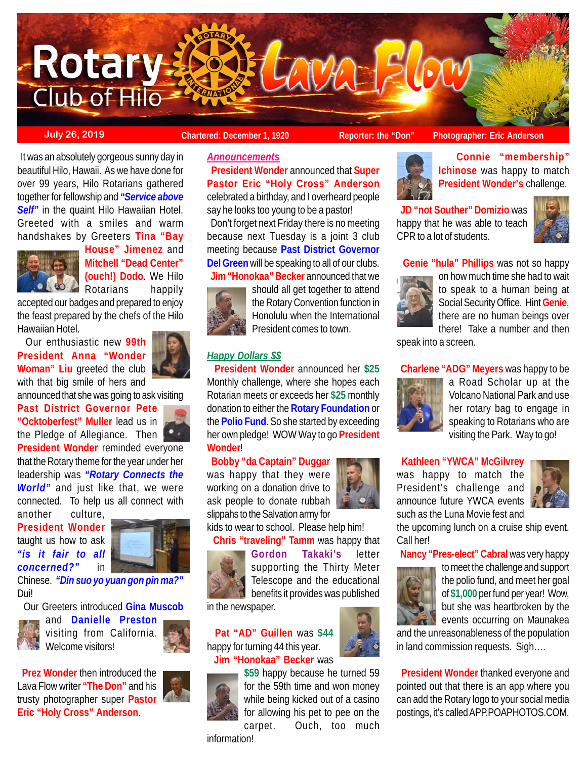# Rotary Club of Hilo — Lava Flow

**July 26, 2019** | **Chartered: December 1, 1920** | **Reporter: the "Don"** | **Photographer: Eric Anderson**

It was an absolutely gorgeous sunny day in beautiful Hilo, Hawaii. As we have done for over 99 years, Hilo Rotarians gathered together for fellowship and ***"Service above Self"*** in the quaint Hilo Hawaiian Hotel. Greeted with a smiles and warm handshakes by Greeters **Tina "Bay House" Jimenez** and **Mitchell "Dead Center" (ouch!) Dodo**. We Hilo Rotarians happily accepted our badges and prepared to enjoy the feast prepared by the chefs of the Hilo Hawaiian Hotel.

Our enthusiastic new **99th President Anna "Wonder Woman" Liu** greeted the club with that big smile of hers and announced that she was going to ask visiting **Past District Governor Pete "Ocktoberfest" Muller** lead us in the Pledge of Allegiance. Then **President Wonder** reminded everyone that the Rotary theme for the year under her leadership was ***"Rotary Connects the World"*** and just like that, we were connected. To help us all connect with another culture, **President Wonder** taught us how to ask ***"is it fair to all concerned?"*** in Chinese. ***"Din suo yo yuan gon pin ma?"*** Dui!

Our Greeters introduced **Gina Muscob** and **Danielle Preston** visiting from California. Welcome visitors!

**Prez Wonder** then introduced the Lava Flow writer **"The Don"** and his trusty photographer super **Pastor Eric "Holy Cross" Anderson**.

## *Announcements*

**President Wonder** announced that **Super Pastor Eric "Holy Cross" Anderson** celebrated a birthday, and I overheard people say he looks too young to be a pastor!

Don't forget next Friday there is no meeting because next Tuesday is a joint 3 club meeting because **Past District Governor Del Green** will be speaking to all of our clubs.

**Jim "Honokaa" Becker** announced that we should all get together to attend the Rotary Convention function in Honolulu when the International President comes to town.

## *Happy Dollars $$*

**President Wonder** announced her **$25** Monthly challenge, where she hopes each Rotarian meets or exceeds her **$25** monthly donation to either the **Rotary Foundation** or the **Polio Fund**. So she started by exceeding her own pledge! WOW Way to go **President Wonder**!

**Bobby "da Captain" Duggar** was happy that they were working on a donation drive to ask people to donate rubbah slippahs to the Salvation army for kids to wear to school. Please help him!

**Chris "traveling" Tamm** was happy that **Gordon Takaki's** letter supporting the Thirty Meter Telescope and the educational benefits it provides was published in the newspaper.

**Pat "AD" Guillen** was **$44** happy for turning 44 this year.

**Jim "Honokaa" Becker** was **$59** happy because he turned 59 for the 59th time and won money while being kicked out of a casino for allowing his pet to pee on the carpet. Ouch, too much information!

**Connie "membership" Ichinose** was happy to match **President Wonder's** challenge.

**JD "not Souther" Domizio** was happy that he was able to teach CPR to a lot of students.

**Genie "hula" Phillips** was not so happy on how much time she had to wait to speak to a human being at Social Security Office. Hint **Genie**, there are no human beings over there! Take a number and then speak into a screen.

**Charlene "ADG" Meyers** was happy to be a Road Scholar up at the Volcano National Park and use her rotary bag to engage in speaking to Rotarians who are visiting the Park. Way to go!

**Kathleen "YWCA" McGilvrey** was happy to match the President's challenge and announce future YWCA events such as the Luna Movie fest and the upcoming lunch on a cruise ship event. Call her!

**Nancy "Pres-elect" Cabral** was very happy to meet the challenge and support the polio fund, and meet her goal of **$1,000** per fund per year! Wow, but she was heartbroken by the events occurring on Maunakea and the unreasonableness of the population in land commission requests. Sigh….

**President Wonder** thanked everyone and pointed out that there is an app where you can add the Rotary logo to your social media postings, it's called APP.POAPHOTOS.COM.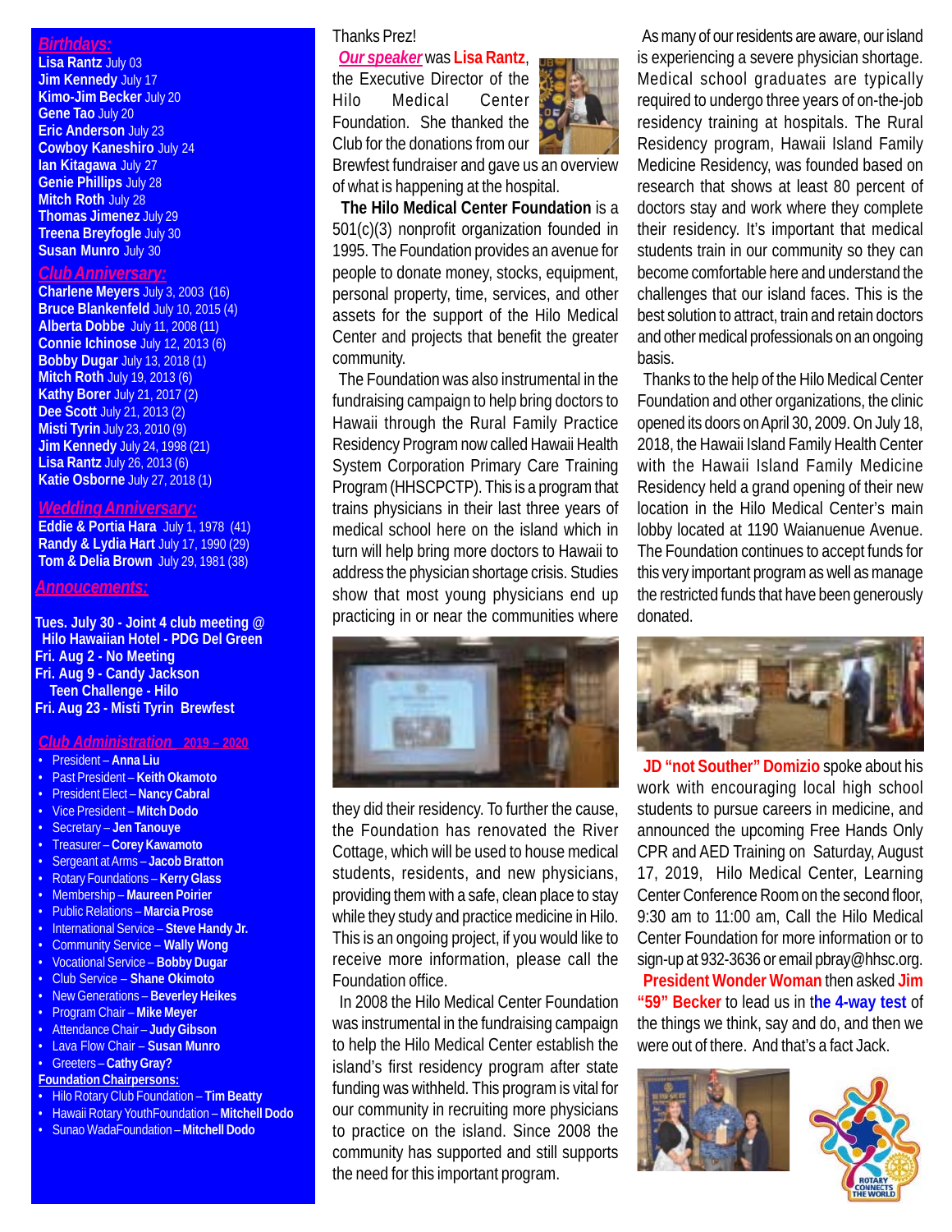## *Birthdays:*

**Lisa Rantz** July 03
**Jim Kennedy** July 17
**Kimo-Jim Becker** July 20
**Gene Tao** July 20
**Eric Anderson** July 23
**Cowboy Kaneshiro** July 24
**Ian Kitagawa** July 27
**Genie Phillips** July 28
**Mitch Roth** July 28
**Thomas Jimenez** July 29
**Treena Breyfogle** July 30
**Susan Munro** July 30

## *Club Anniversary:*

**Charlene Meyers** July 3, 2003 (16)
**Bruce Blankenfeld** July 10, 2015 (4)
**Alberta Dobbe** July 11, 2008 (11)
**Connie Ichinose** July 12, 2013 (6)
**Bobby Dugar** July 13, 2018 (1)
**Mitch Roth** July 19, 2013 (6)
**Kathy Borer** July 21, 2017 (2)
**Dee Scott** July 21, 2013 (2)
**Misti Tyrin** July 23, 2010 (9)
**Jim Kennedy** July 24, 1998 (21)
**Lisa Rantz** July 26, 2013 (6)
**Katie Osborne** July 27, 2018 (1)

## *Wedding Anniversary:*

**Eddie & Portia Hara** July 1, 1978 (41)
**Randy & Lydia Hart** July 17, 1990 (29)
**Tom & Delia Brown** July 29, 1981 (38)

## *Annoucements:*

**Tues. July 30 - Joint 4 club meeting @ Hilo Hawaiian Hotel - PDG Del Green**
**Fri. Aug 2 - No Meeting**
**Fri. Aug 9 - Candy Jackson Teen Challenge - Hilo**
**Fri. Aug 23 - Misti Tyrin Brewfest**

## *Club Administration* 2019 – 2020

- President – **Anna Liu**
- Past President – **Keith Okamoto**
- President Elect – **Nancy Cabral**
- Vice President – **Mitch Dodo**
- Secretary – **Jen Tanouye**
- Treasurer – **Corey Kawamoto**
- Sergeant at Arms – **Jacob Bratton**
- Rotary Foundations – **Kerry Glass**
- Membership – **Maureen Poirier**
- Public Relations – **Marcia Prose**
- International Service – **Steve Handy Jr.**
- Community Service – **Wally Wong**
- Vocational Service – **Bobby Dugar**
- Club Service – **Shane Okimoto**
- New Generations – **Beverley Heikes**
- Program Chair – **Mike Meyer**
- Attendance Chair – **Judy Gibson**
- Lava Flow Chair – **Susan Munro**
- Greeters – **Cathy Gray?**

**Foundation Chairpersons:**

- Hilo Rotary Club Foundation – **Tim Beatty**
- Hawaii Rotary YouthFoundation – **Mitchell Dodo**
- Sunao WadaFoundation – **Mitchell Dodo**

Thanks Prez!

***Our speaker*** was **Lisa Rantz**, the Executive Director of the Hilo Medical Center Foundation. She thanked the Club for the donations from our Brewfest fundraiser and gave us an overview of what is happening at the hospital.

**The Hilo Medical Center Foundation** is a 501(c)(3) nonprofit organization founded in 1995. The Foundation provides an avenue for people to donate money, stocks, equipment, personal property, time, services, and other assets for the support of the Hilo Medical Center and projects that benefit the greater community.

The Foundation was also instrumental in the fundraising campaign to help bring doctors to Hawaii through the Rural Family Practice Residency Program now called Hawaii Health System Corporation Primary Care Training Program (HHSCPCTP). This is a program that trains physicians in their last three years of medical school here on the island which in turn will help bring more doctors to Hawaii to address the physician shortage crisis. Studies show that most young physicians end up practicing in or near the communities where they did their residency. To further the cause, the Foundation has renovated the River Cottage, which will be used to house medical students, residents, and new physicians, providing them with a safe, clean place to stay while they study and practice medicine in Hilo. This is an ongoing project, if you would like to receive more information, please call the Foundation office.

In 2008 the Hilo Medical Center Foundation was instrumental in the fundraising campaign to help the Hilo Medical Center establish the island's first residency program after state funding was withheld. This program is vital for our community in recruiting more physicians to practice on the island. Since 2008 the community has supported and still supports the need for this important program.

As many of our residents are aware, our island is experiencing a severe physician shortage. Medical school graduates are typically required to undergo three years of on-the-job residency training at hospitals. The Rural Residency program, Hawaii Island Family Medicine Residency, was founded based on research that shows at least 80 percent of doctors stay and work where they complete their residency. It's important that medical students train in our community so they can become comfortable here and understand the challenges that our island faces. This is the best solution to attract, train and retain doctors and other medical professionals on an ongoing basis.

Thanks to the help of the Hilo Medical Center Foundation and other organizations, the clinic opened its doors on April 30, 2009. On July 18, 2018, the Hawaii Island Family Health Center with the Hawaii Island Family Medicine Residency held a grand opening of their new location in the Hilo Medical Center's main lobby located at 1190 Waianuenue Avenue. The Foundation continues to accept funds for this very important program as well as manage the restricted funds that have been generously donated.

**JD "not Souther" Domizio** spoke about his work with encouraging local high school students to pursue careers in medicine, and announced the upcoming Free Hands Only CPR and AED Training on Saturday, August 17, 2019, Hilo Medical Center, Learning Center Conference Room on the second floor, 9:30 am to 11:00 am, Call the Hilo Medical Center Foundation for more information or to sign-up at 932-3636 or email pbray@hhsc.org.

**President Wonder Woman** then asked **Jim "59" Becker** to lead us in **the 4-way test** of the things we think, say and do, and then we were out of there. And that's a fact Jack.